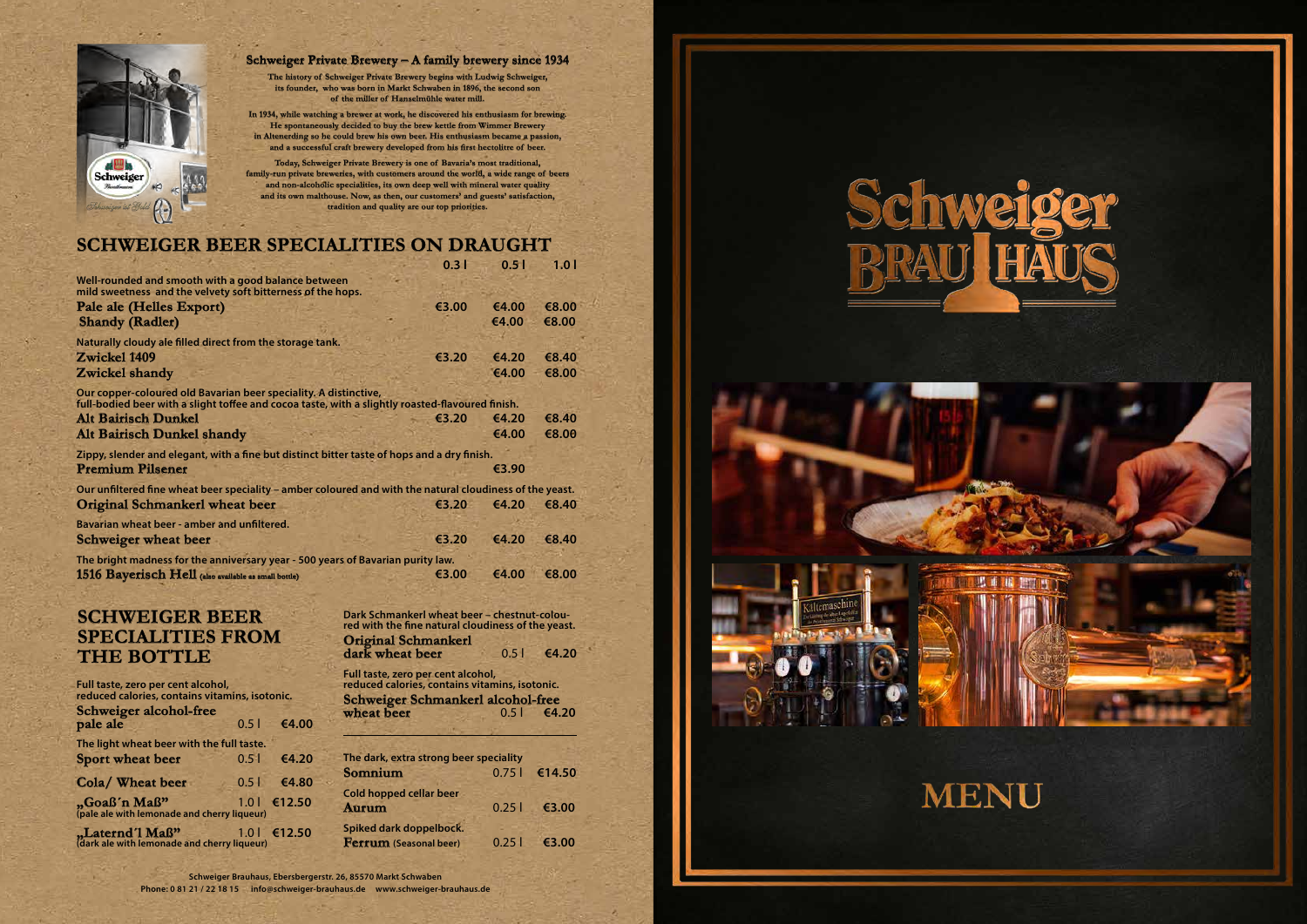## Schweiger Private Brewery – A family brewery since 1934

The history of Schweiger Private Brewery begins with Ludwig Schweiger, its founder, who was born in Markt Schwaben in 1896, the second son of the miller of Hanselmühle water mill.

In 1934, while watching a brewer at work, he discovered his enthusiasm for brewing. He spontaneously decided to buy the brew kettle from Wimmer Brewery in Altenerding so he could brew his own beer. His enthusiasm became a passion, and a successful craft brewery developed from his first hectolitre of beer.

Today, Schweiger Private Brewery is one of Bavaria's most traditional, family-run private breweries, with customers around the world, a wide range of beers and non-alcoholic specialities, its own deep well with mineral water quality and its own malthouse. Now, as then, our customers' and guests' satisfaction, tradition and quality are our top priorities.

# SCHWEIGER BEER SPECIALITIES ON DRAUGHT

| | 0.3 l | 0.5 l | 1.0 l |
|---|---|---|---|
| *Well-rounded and smooth with a good balance between mild sweetness and the velvety soft bitterness of the hops.* | | | |
| **Pale ale (Helles Export)** | €3.00 | €4.00 | €8.00 |
| **Shandy (Radler)** | | €4.00 | €8.00 |
| *Naturally cloudy ale filled direct from the storage tank.* | | | |
| **Zwickel 1409** | €3.20 | €4.20 | €8.40 |
| **Zwickel shandy** | | €4.00 | €8.00 |
| *Our copper-coloured old Bavarian beer speciality. A distinctive, full-bodied beer with a slight toffee and cocoa taste, with a slightly roasted-flavoured finish.* | | | |
| **Alt Bairisch Dunkel** | €3.20 | €4.20 | €8.40 |
| **Alt Bairisch Dunkel shandy** | | €4.00 | €8.00 |
| *Zippy, slender and elegant, with a fine but distinct bitter taste of hops and a dry finish.* | | | |
| **Premium Pilsener** | | €3.90 | |
| *Our unfiltered fine wheat beer speciality – amber coloured and with the natural cloudiness of the yeast.* | | | |
| **Original Schmankerl wheat beer** | €3.20 | €4.20 | €8.40 |
| *Bavarian wheat beer - amber and unfiltered.* | | | |
| **Schweiger wheat beer** | €3.20 | €4.20 | €8.40 |
| *The bright madness for the anniversary year - 500 years of Bavarian purity law.* | | | |
| **1516 Bayerisch Hell** (also available as small bottle) | €3.00 | €4.00 | €8.00 |

# SCHWEIGER BEER SPECIALITIES FROM THE BOTTLE

| | | |
|---|---|---|
| *Full taste, zero per cent alcohol, reduced calories, contains vitamins, isotonic.* | | |
| **Schweiger alcohol-free pale ale** | 0.5 l | €4.00 |
| *The light wheat beer with the full taste.* | | |
| **Sport wheat beer** | 0.5 l | €4.20 |
| **Cola/ Wheat beer** | 0.5 l | €4.80 |
| **„Goaß'n Maß"** (pale ale with lemonade and cherry liqueur) | 1.0 l | €12.50 |
| **„Laternd'l Maß"** (dark ale with lemonade and cherry liqueur) | 1.0 l | €12.50 |
| *Dark Schmankerl wheat beer – chestnut-coloured with the fine natural cloudiness of the yeast.* | | |
| **Original Schmankerl dark wheat beer** | 0.5 l | €4.20 |
| *Full taste, zero per cent alcohol, reduced calories, contains vitamins, isotonic.* | | |
| **Schweiger Schmankerl alcohol-free wheat beer** | 0.5 l | €4.20 |
| *The dark, extra strong beer speciality* | | |
| **Somnium** | 0.75 l | €14.50 |
| *Cold hopped cellar beer* | | |
| **Aurum** | 0.25 l | €3.00 |
| *Spiked dark doppelbock.* | | |
| **Ferrum** (Seasonal beer) | 0.25 l | €3.00 |

Schweiger Brauhaus, Ebersbergerstr. 26, 85570 Markt Schwaben
Phone: 0 81 21 / 22 18 15 info@schweiger-brauhaus.de www.schweiger-brauhaus.de

# Schweiger BRAU HAUS

# MENU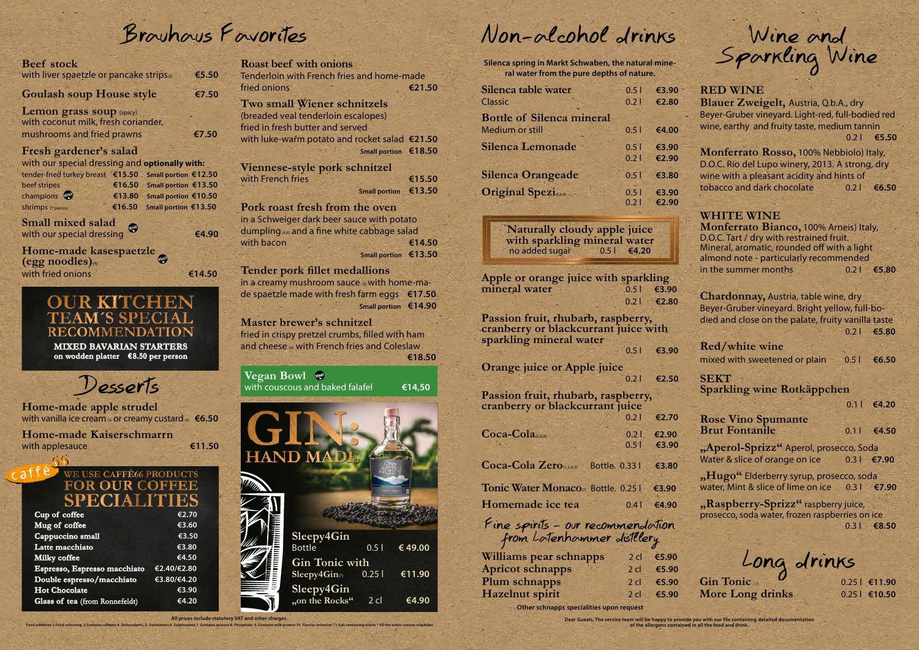# Brauhaus Favorites

**Beef stock**
with liver spaetzle or pancake strips(9) — €5.50

**Goulash soup House style** — €7.50

**Lemon grass soup** (spicy)
with coconut milk, fresh coriander, mushrooms and fried prawns — €7.50

**Fresh gardener's salad**
with our special dressing and **optionally with:**

| | | |
|---|---|---|
| tender-fried turkey breast | €15.50 | Small portion €12.50 |
| beef stripes | €16.50 | Small portion €13.50 |
| champions (VEG) | €13.80 | Small portion €10.50 |
| shrimps (7 pieces) | €16.50 | Small portion €13.50 |

**Small mixed salad** (VEG)
with our special dressing — €4.90

**Home-made kasespaetzle (egg noodles)**(9) (VEG)
with fried onions — €14.50

**Roast beef with onions**
Tenderloin with French fries and home-made fried onions — €21.50

**Two small Wiener schnitzels**
(breaded veal tenderloin escalopes) fried in fresh butter and served with luke-warm potato and rocket salad — €21.50
Small portion — €18.50

**Viennese-style pork schnitzel**
with French fries — €15.50
Small portion — €13.50

**Pork roast fresh from the oven**
in a Schweiger dark beer sauce with potato dumpling(4,6) and a fine white cabbage salad with bacon — €14.50
Small portion — €13.50

**Tender pork fillet medallions**
in a creamy mushroom sauce(9) with home-made spaetzle made with fresh farm eggs — €17.50
Small portion — €14.90

**Master brewer's schnitzel**
fried in crispy pretzel crumbs, filled with ham and cheese(9) with French fries and Coleslaw — €18.50

**Vegan Bowl** (VEG)
with couscous and baked falafel — €14,50

## OUR KITCHEN TEAM'S SPECIAL RECOMMENDATION

**MIXED BAVARIAN STARTERS**
on wodden platter — €8.50 per person

# Desserts

**Home-made apple strudel**
with vanilla ice cream(9) or creamy custard(9) — €6.50

**Home-made Kaiserschmarrn**
with applesauce — €11.50

## WE USE CAFFÈ66 PRODUCTS FOR OUR COFFEE SPECIALITIES

| | |
|---|---|
| Cup of coffee | €2.70 |
| Mug of coffee | €3.60 |
| Cappuccino small | €3.50 |
| Latte macchiato | €3.80 |
| Milky coffee | €4.50 |
| Espresso, Espresso macchiato | €2.40/€2.80 |
| Double espresso/macchiato | €3.80/€4.20 |
| Hot Chocolate | €3.90 |
| Glass of tea (from Ronnefeldt) | €4.20 |

## GIN: HAND MADE

| | | |
|---|---|---|
| Sleepy4Gin Bottle | 0.5 l | € 49.00 |
| Gin Tonic with Sleepy4Gin(7) | 0.25 l | €11.90 |
| Sleepy4Gin „on the Rocks" | 2 cl | €4.90 |

All prices include statutory VAT and other charges.

Food additives 1.Food colouring 2.Contains caffeine 4. Antioxidants, 5. Sweeteners 6. Sulphurated 7. Contains quinine 8. Phosphate 9. Contains milk protein 10. Flavour enhancer 11.Salt containing nitrite * All the wines contain sulphides

# Non-alcohol drinks

Silenca spring in Markt Schwaben, the natural mineral water from the pure depths of nature.

| | | |
|---|---|---|
| **Silenca table water** Classic | 0.5 l | €3.90 |
| | 0.2 l | €2.80 |
| **Bottle of Silenca mineral** Medium or still | 0.5 l | €4.00 |
| **Silenca Lemonade** | 0.5 l | €3.90 |
| | 0.2 l | €2.90 |
| **Silenca Orangeade** | 0.5 l | €3.80 |
| **Original Spezi**(1,2,4) | 0.5 l | €3.90 |
| | 0.2 l | €2.90 |

**Naturally cloudy apple juice with sparkling mineral water**
no added sugar — 0.5 l — €4.20

| | | |
|---|---|---|
| **Apple or orange juice with sparkling mineral water** | 0.5 l | €3.90 |
| | 0.2 l | €2.80 |
| **Passion fruit, rhubarb, raspberry, cranberry or blackcurrant juice with sparkling mineral water** | 0.5 l | €3.90 |
| **Orange juice or Apple juice** | 0.2 l | €2.50 |
| **Passion fruit, rhubarb, raspberry, cranberry or blackcurrant juice** | 0.2 l | €2.70 |
| **Coca-Cola**(1,2,4) | 0.2 l | €2.90 |
| | 0.5 l | €3.90 |
| **Coca-Cola Zero**(1,2,4,5) | Bottle. 0.33 l | €3.80 |
| **Tonic Water Monaco**(7) | Bottle. 0.25 l | €3.90 |
| **Homemade ice tea** | 0.4 l | €4.90 |

## Fine spirits – our recommendation from Latenhammer distillery

| | | |
|---|---|---|
| Williams pear schnapps | 2 cl | €5.90 |
| Apricot schnapps | 2 cl | €5.90 |
| Plum schnapps | 2 cl | €5.90 |
| Hazelnut spirit | 2 cl | €5.90 |

Other schnapps specialities upon request

# Wine and Sparkling Wine

## RED WINE

**Blauer Zweigelt,** Austria, Q.b.A., dry Beyer-Gruber vineyard. Light-red, full-bodied red wine, earthy and fruity taste, medium tannin — 0.2 l — €5.50

**Monferrato Rosso,** 100% Nebbiolo) Italy, D.O.C. Rio del Lupo winery, 2013. A strong, dry wine with a pleasant acidity and hints of tobacco and dark chocolate — 0.2 l — €6.50

## WHITE WINE

**Monferrato Bianco,** 100% Arneis) Italy, D.O.C. Tart / dry with restrained fruit. Mineral, aromatic, rounded off with a light almond note - particularly recommended in the summer months — 0.2 l — €5.80

**Chardonnay,** Austria, table wine, dry Beyer-Gruber vineyard. Bright yellow, full-bodied and close on the palate, fruity vanilla taste — 0.2 l — €5.80

**Red/white wine**
mixed with sweetened or plain — 0.5 l — €6.50

## SEKT

**Sparkling wine Rotkäppchen** — 0.1 l — €4.20

**Rose Vino Spumante Brut Fontanile** — 0.1 l — €4.50

**„Aperol-Sprizz"** Aperol, prosecco, Soda Water & slice of orange on ice — 0.3 l — €7.90

**„Hugo"** Elderberry syrup, prosecco, soda water, Mint & slice of lime on ice — 0.3 l — €7.90

**„Raspberry-Sprizz"** raspberry juice, prosecco, soda water, frozen raspberries on ice — 0.3 l — €8.50

# Long drinks

| | | |
|---|---|---|
| Gin Tonic(7) | 0.25 l | €11.90 |
| More Long drinks | 0.25 l | €10.50 |

Dear Guests, The service team will be happy to provide you with our file containing detailed documentation of the allergens contained in all the food and drink.